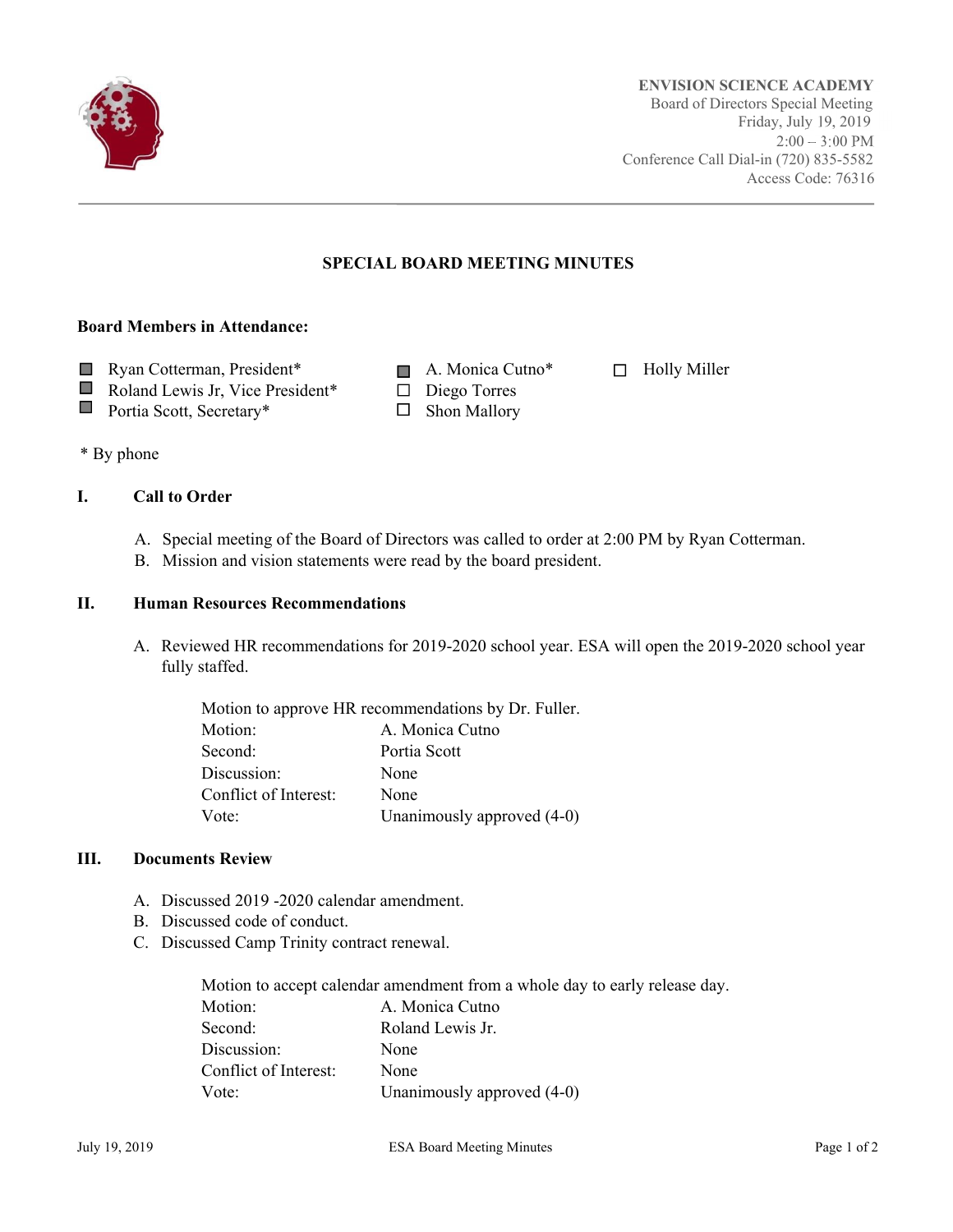**ENVISION SCIENCE ACADEMY**
Board of Directors Special Meeting
Friday, July 19, 2019
2:00 – 3:00 PM
Conference Call Dial-in (720) 835-5582
Access Code: 76316

# SPECIAL BOARD MEETING MINUTES

**Board Members in Attendance:**

- [x] Ryan Cotterman, President*
- [x] Roland Lewis Jr, Vice President*
- [x] Portia Scott, Secretary*
- [x] A. Monica Cutno*
- [ ] Diego Torres
- [ ] Shon Mallory
- [ ] Holly Miller

\* By phone

## I. Call to Order

A. Special meeting of the Board of Directors was called to order at 2:00 PM by Ryan Cotterman.
B. Mission and vision statements were read by the board president.

## II. Human Resources Recommendations

A. Reviewed HR recommendations for 2019-2020 school year. ESA will open the 2019-2020 school year fully staffed.

Motion to approve HR recommendations by Dr. Fuller.

| | |
|---|---|
| Motion: | A. Monica Cutno |
| Second: | Portia Scott |
| Discussion: | None |
| Conflict of Interest: | None |
| Vote: | Unanimously approved (4-0) |

## III. Documents Review

A. Discussed 2019 -2020 calendar amendment.
B. Discussed code of conduct.
C. Discussed Camp Trinity contract renewal.

Motion to accept calendar amendment from a whole day to early release day.

| | |
|---|---|
| Motion: | A. Monica Cutno |
| Second: | Roland Lewis Jr. |
| Discussion: | None |
| Conflict of Interest: | None |
| Vote: | Unanimously approved (4-0) |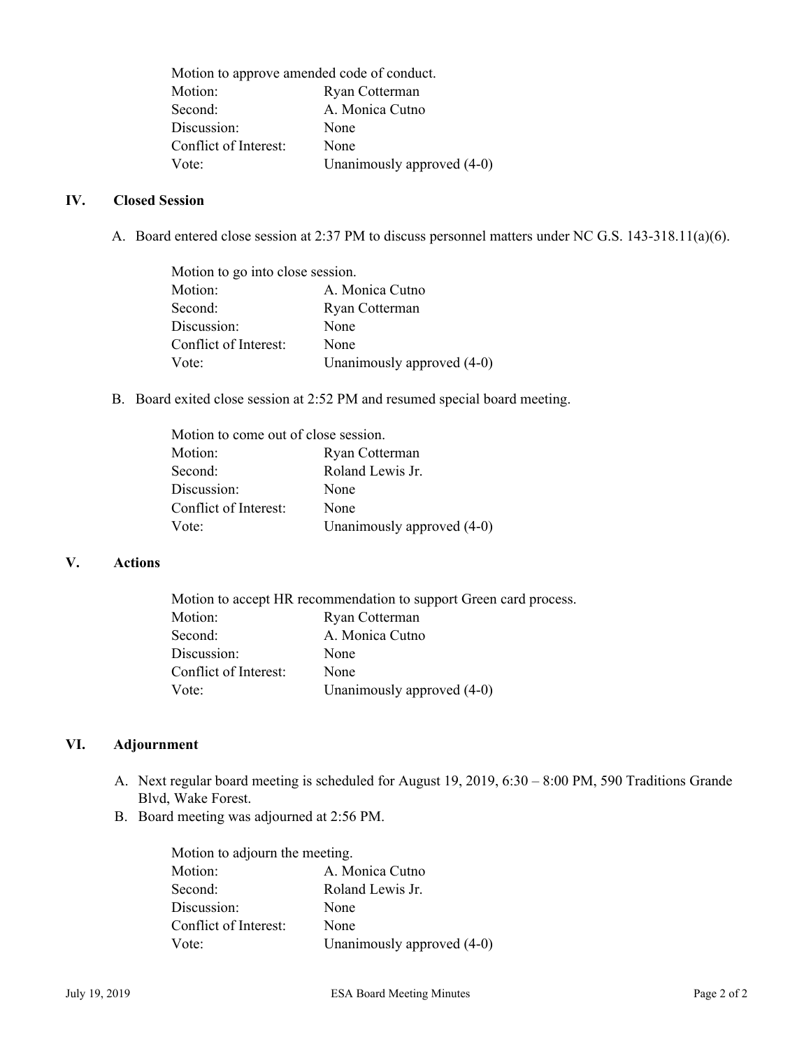Motion to approve amended code of conduct.

| | |
|---|---|
| Motion: | Ryan Cotterman |
| Second: | A. Monica Cutno |
| Discussion: | None |
| Conflict of Interest: | None |
| Vote: | Unanimously approved (4-0) |

## IV. Closed Session

A. Board entered close session at 2:37 PM to discuss personnel matters under NC G.S. 143-318.11(a)(6).

Motion to go into close session.

| | |
|---|---|
| Motion: | A. Monica Cutno |
| Second: | Ryan Cotterman |
| Discussion: | None |
| Conflict of Interest: | None |
| Vote: | Unanimously approved (4-0) |

B. Board exited close session at 2:52 PM and resumed special board meeting.

Motion to come out of close session.

| | |
|---|---|
| Motion: | Ryan Cotterman |
| Second: | Roland Lewis Jr. |
| Discussion: | None |
| Conflict of Interest: | None |
| Vote: | Unanimously approved (4-0) |

## V. Actions

Motion to accept HR recommendation to support Green card process.

| | |
|---|---|
| Motion: | Ryan Cotterman |
| Second: | A. Monica Cutno |
| Discussion: | None |
| Conflict of Interest: | None |
| Vote: | Unanimously approved (4-0) |

## VI. Adjournment

A. Next regular board meeting is scheduled for August 19, 2019, 6:30 – 8:00 PM, 590 Traditions Grande Blvd, Wake Forest.

B. Board meeting was adjourned at 2:56 PM.

Motion to adjourn the meeting.

| | |
|---|---|
| Motion: | A. Monica Cutno |
| Second: | Roland Lewis Jr. |
| Discussion: | None |
| Conflict of Interest: | None |
| Vote: | Unanimously approved (4-0) |